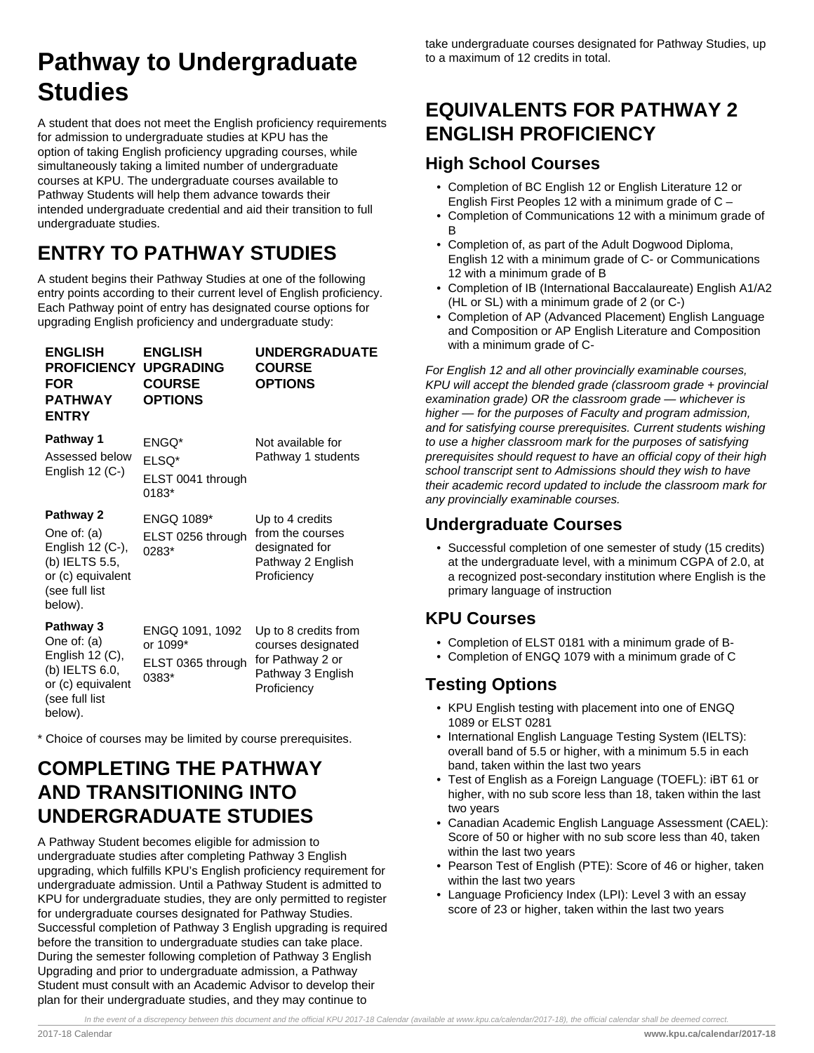# Pathway to Undergraduate Studies

A student that does not meet the English proficiency requirements for admission to undergraduate studies at KPU has the option of taking English proficiency upgrading courses, while simultaneously taking a limited number of undergraduate courses at KPU. The undergraduate courses available to Pathway Students will help them advance towards their intended undergraduate credential and aid their transition to full undergraduate studies.

## ENTRY TO PATHWAY STUDIES

A student begins their Pathway Studies at one of the following entry points according to their current level of English proficiency. Each Pathway point of entry has designated course options for upgrading English proficiency and undergraduate study:

| ENGLISH PROFICIENCY FOR PATHWAY ENTRY | ENGLISH UPGRADING COURSE OPTIONS | UNDERGRADUATE COURSE OPTIONS |
|---|---|---|
| **Pathway 1** Assessed below English 12 (C-) | ENGQ* ELSQ* ELST 0041 through 0183* | Not available for Pathway 1 students |
| **Pathway 2** One of: (a) English 12 (C-), (b) IELTS 5.5, or (c) equivalent (see full list below). | ENGQ 1089* ELST 0256 through 0283* | Up to 4 credits from the courses designated for Pathway 2 English Proficiency |
| **Pathway 3** One of: (a) English 12 (C), (b) IELTS 6.0, or (c) equivalent (see full list below). | ENGQ 1091, 1092 or 1099* ELST 0365 through 0383* | Up to 8 credits from courses designated for Pathway 2 or Pathway 3 English Proficiency |

* Choice of courses may be limited by course prerequisites.

## COMPLETING THE PATHWAY AND TRANSITIONING INTO UNDERGRADUATE STUDIES

A Pathway Student becomes eligible for admission to undergraduate studies after completing Pathway 3 English upgrading, which fulfills KPU's English proficiency requirement for undergraduate admission. Until a Pathway Student is admitted to KPU for undergraduate studies, they are only permitted to register for undergraduate courses designated for Pathway Studies. Successful completion of Pathway 3 English upgrading is required before the transition to undergraduate studies can take place. During the semester following completion of Pathway 3 English Upgrading and prior to undergraduate admission, a Pathway Student must consult with an Academic Advisor to develop their plan for their undergraduate studies, and they may continue to take undergraduate courses designated for Pathway Studies, up to a maximum of 12 credits in total.

## EQUIVALENTS FOR PATHWAY 2 ENGLISH PROFICIENCY

### High School Courses

- Completion of BC English 12 or English Literature 12 or English First Peoples 12 with a minimum grade of C –
- Completion of Communications 12 with a minimum grade of B
- Completion of, as part of the Adult Dogwood Diploma, English 12 with a minimum grade of C- or Communications 12 with a minimum grade of B
- Completion of IB (International Baccalaureate) English A1/A2 (HL or SL) with a minimum grade of 2 (or C-)
- Completion of AP (Advanced Placement) English Language and Composition or AP English Literature and Composition with a minimum grade of C-

*For English 12 and all other provincially examinable courses, KPU will accept the blended grade (classroom grade + provincial examination grade) OR the classroom grade — whichever is higher — for the purposes of Faculty and program admission, and for satisfying course prerequisites. Current students wishing to use a higher classroom mark for the purposes of satisfying prerequisites should request to have an official copy of their high school transcript sent to Admissions should they wish to have their academic record updated to include the classroom mark for any provincially examinable courses.*

### Undergraduate Courses

- Successful completion of one semester of study (15 credits) at the undergraduate level, with a minimum CGPA of 2.0, at a recognized post-secondary institution where English is the primary language of instruction

### KPU Courses

- Completion of ELST 0181 with a minimum grade of B-
- Completion of ENGQ 1079 with a minimum grade of C

### Testing Options

- KPU English testing with placement into one of ENGQ 1089 or ELST 0281
- International English Language Testing System (IELTS): overall band of 5.5 or higher, with a minimum 5.5 in each band, taken within the last two years
- Test of English as a Foreign Language (TOEFL): iBT 61 or higher, with no sub score less than 18, taken within the last two years
- Canadian Academic English Language Assessment (CAEL): Score of 50 or higher with no sub score less than 40, taken within the last two years
- Pearson Test of English (PTE): Score of 46 or higher, taken within the last two years
- Language Proficiency Index (LPI): Level 3 with an essay score of 23 or higher, taken within the last two years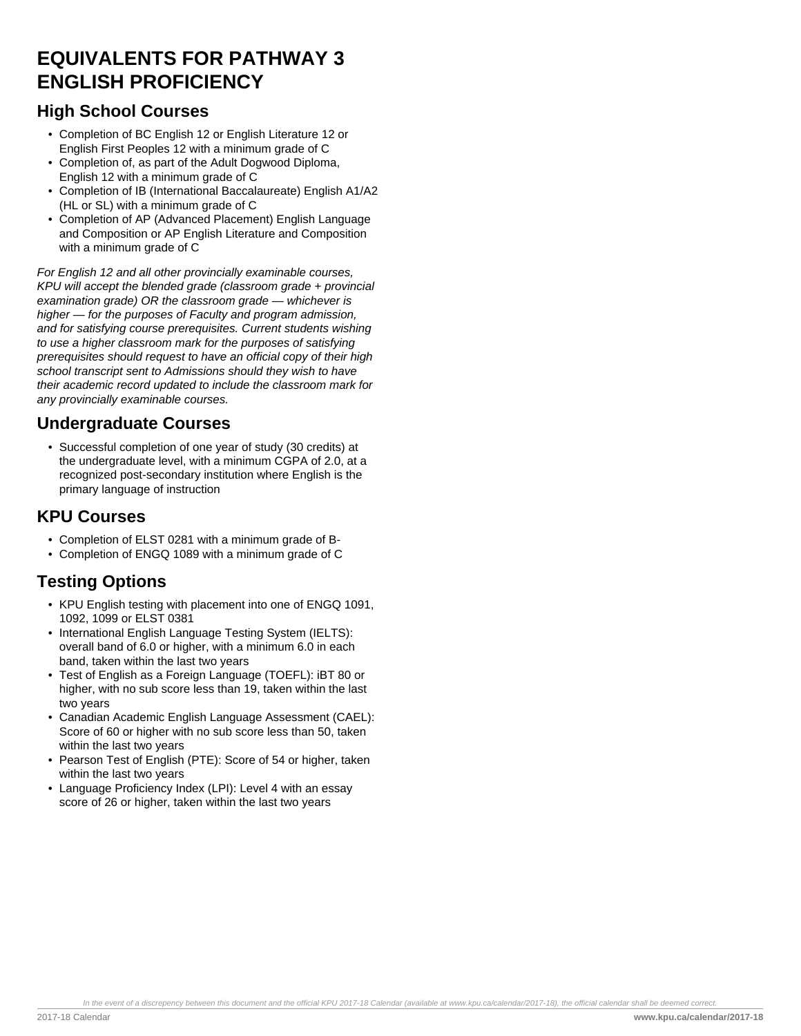# EQUIVALENTS FOR PATHWAY 3 ENGLISH PROFICIENCY

## High School Courses

- Completion of BC English 12 or English Literature 12 or English First Peoples 12 with a minimum grade of C
- Completion of, as part of the Adult Dogwood Diploma, English 12 with a minimum grade of C
- Completion of IB (International Baccalaureate) English A1/A2 (HL or SL) with a minimum grade of C
- Completion of AP (Advanced Placement) English Language and Composition or AP English Literature and Composition with a minimum grade of C

*For English 12 and all other provincially examinable courses, KPU will accept the blended grade (classroom grade + provincial examination grade) OR the classroom grade — whichever is higher — for the purposes of Faculty and program admission, and for satisfying course prerequisites. Current students wishing to use a higher classroom mark for the purposes of satisfying prerequisites should request to have an official copy of their high school transcript sent to Admissions should they wish to have their academic record updated to include the classroom mark for any provincially examinable courses.*

## Undergraduate Courses

- Successful completion of one year of study (30 credits) at the undergraduate level, with a minimum CGPA of 2.0, at a recognized post-secondary institution where English is the primary language of instruction

## KPU Courses

- Completion of ELST 0281 with a minimum grade of B-
- Completion of ENGQ 1089 with a minimum grade of C

## Testing Options

- KPU English testing with placement into one of ENGQ 1091, 1092, 1099 or ELST 0381
- International English Language Testing System (IELTS): overall band of 6.0 or higher, with a minimum 6.0 in each band, taken within the last two years
- Test of English as a Foreign Language (TOEFL): iBT 80 or higher, with no sub score less than 19, taken within the last two years
- Canadian Academic English Language Assessment (CAEL): Score of 60 or higher with no sub score less than 50, taken within the last two years
- Pearson Test of English (PTE): Score of 54 or higher, taken within the last two years
- Language Proficiency Index (LPI): Level 4 with an essay score of 26 or higher, taken within the last two years